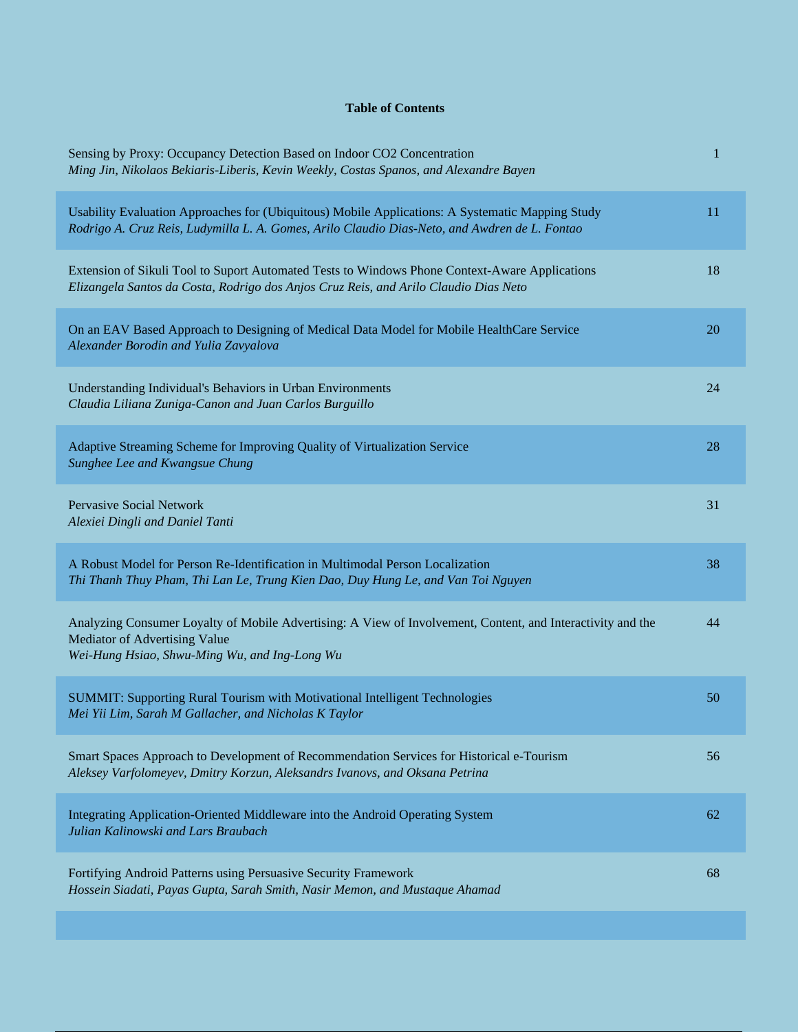# Table of Contents

| | |
|---|---|
| Sensing by Proxy: Occupancy Detection Based on Indoor CO2 Concentration<br>*Ming Jin, Nikolaos Bekiaris-Liberis, Kevin Weekly, Costas Spanos, and Alexandre Bayen* | 1 |
| Usability Evaluation Approaches for (Ubiquitous) Mobile Applications: A Systematic Mapping Study<br>*Rodrigo A. Cruz Reis, Ludymilla L. A. Gomes, Arilo Claudio Dias-Neto, and Awdren de L. Fontao* | 11 |
| Extension of Sikuli Tool to Suport Automated Tests to Windows Phone Context-Aware Applications<br>*Elizangela Santos da Costa, Rodrigo dos Anjos Cruz Reis, and Arilo Claudio Dias Neto* | 18 |
| On an EAV Based Approach to Designing of Medical Data Model for Mobile HealthCare Service<br>*Alexander Borodin and Yulia Zavyalova* | 20 |
| Understanding Individual's Behaviors in Urban Environments<br>*Claudia Liliana Zuniga-Canon and Juan Carlos Burguillo* | 24 |
| Adaptive Streaming Scheme for Improving Quality of Virtualization Service<br>*Sunghee Lee and Kwangsue Chung* | 28 |
| Pervasive Social Network<br>*Alexiei Dingli and Daniel Tanti* | 31 |
| A Robust Model for Person Re-Identification in Multimodal Person Localization<br>*Thi Thanh Thuy Pham, Thi Lan Le, Trung Kien Dao, Duy Hung Le, and Van Toi Nguyen* | 38 |
| Analyzing Consumer Loyalty of Mobile Advertising: A View of Involvement, Content, and Interactivity and the Mediator of Advertising Value<br>*Wei-Hung Hsiao, Shwu-Ming Wu, and Ing-Long Wu* | 44 |
| SUMMIT: Supporting Rural Tourism with Motivational Intelligent Technologies<br>*Mei Yii Lim, Sarah M Gallacher, and Nicholas K Taylor* | 50 |
| Smart Spaces Approach to Development of Recommendation Services for Historical e-Tourism<br>*Aleksey Varfolomeyev, Dmitry Korzun, Aleksandrs Ivanovs, and Oksana Petrina* | 56 |
| Integrating Application-Oriented Middleware into the Android Operating System<br>*Julian Kalinowski and Lars Braubach* | 62 |
| Fortifying Android Patterns using Persuasive Security Framework<br>*Hossein Siadati, Payas Gupta, Sarah Smith, Nasir Memon, and Mustaque Ahamad* | 68 |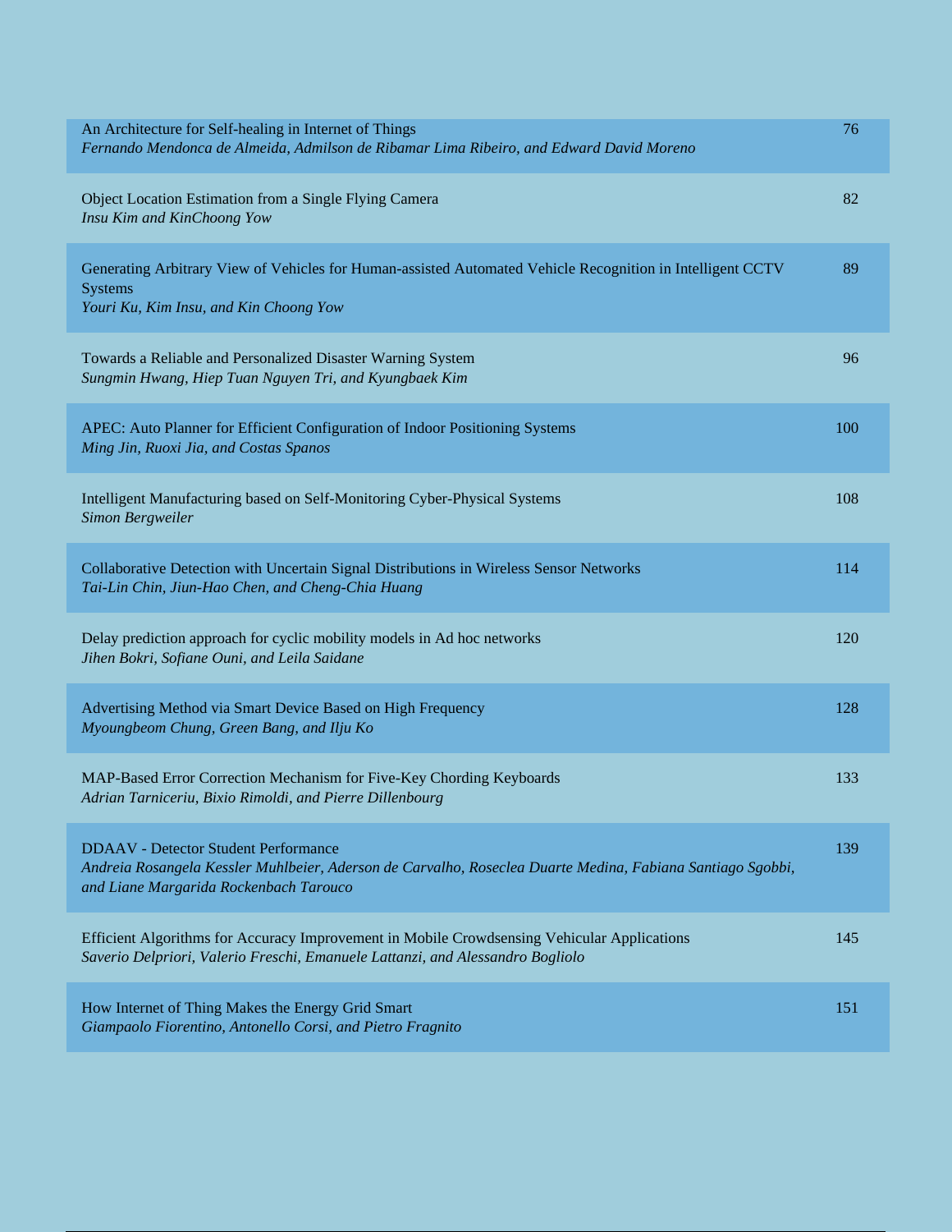An Architecture for Self-healing in Internet of Things
*Fernando Mendonca de Almeida, Admilson de Ribamar Lima Ribeiro, and Edward David Moreno*

76

Object Location Estimation from a Single Flying Camera
*Insu Kim and KinChoong Yow*

82

Generating Arbitrary View of Vehicles for Human-assisted Automated Vehicle Recognition in Intelligent CCTV Systems
*Youri Ku, Kim Insu, and Kin Choong Yow*

89

Towards a Reliable and Personalized Disaster Warning System
*Sungmin Hwang, Hiep Tuan Nguyen Tri, and Kyungbaek Kim*

96

APEC: Auto Planner for Efficient Configuration of Indoor Positioning Systems
*Ming Jin, Ruoxi Jia, and Costas Spanos*

100

Intelligent Manufacturing based on Self-Monitoring Cyber-Physical Systems
*Simon Bergweiler*

108

Collaborative Detection with Uncertain Signal Distributions in Wireless Sensor Networks
*Tai-Lin Chin, Jiun-Hao Chen, and Cheng-Chia Huang*

114

Delay prediction approach for cyclic mobility models in Ad hoc networks
*Jihen Bokri, Sofiane Ouni, and Leila Saidane*

120

Advertising Method via Smart Device Based on High Frequency
*Myoungbeom Chung, Green Bang, and Ilju Ko*

128

MAP-Based Error Correction Mechanism for Five-Key Chording Keyboards
*Adrian Tarniceriu, Bixio Rimoldi, and Pierre Dillenbourg*

133

DDAAV - Detector Student Performance
*Andreia Rosangela Kessler Muhlbeier, Aderson de Carvalho, Roseclea Duarte Medina, Fabiana Santiago Sgobbi, and Liane Margarida Rockenbach Tarouco*

139

Efficient Algorithms for Accuracy Improvement in Mobile Crowdsensing Vehicular Applications
*Saverio Delpriori, Valerio Freschi, Emanuele Lattanzi, and Alessandro Bogliolo*

145

How Internet of Thing Makes the Energy Grid Smart
*Giampaolo Fiorentino, Antonello Corsi, and Pietro Fragnito*

151